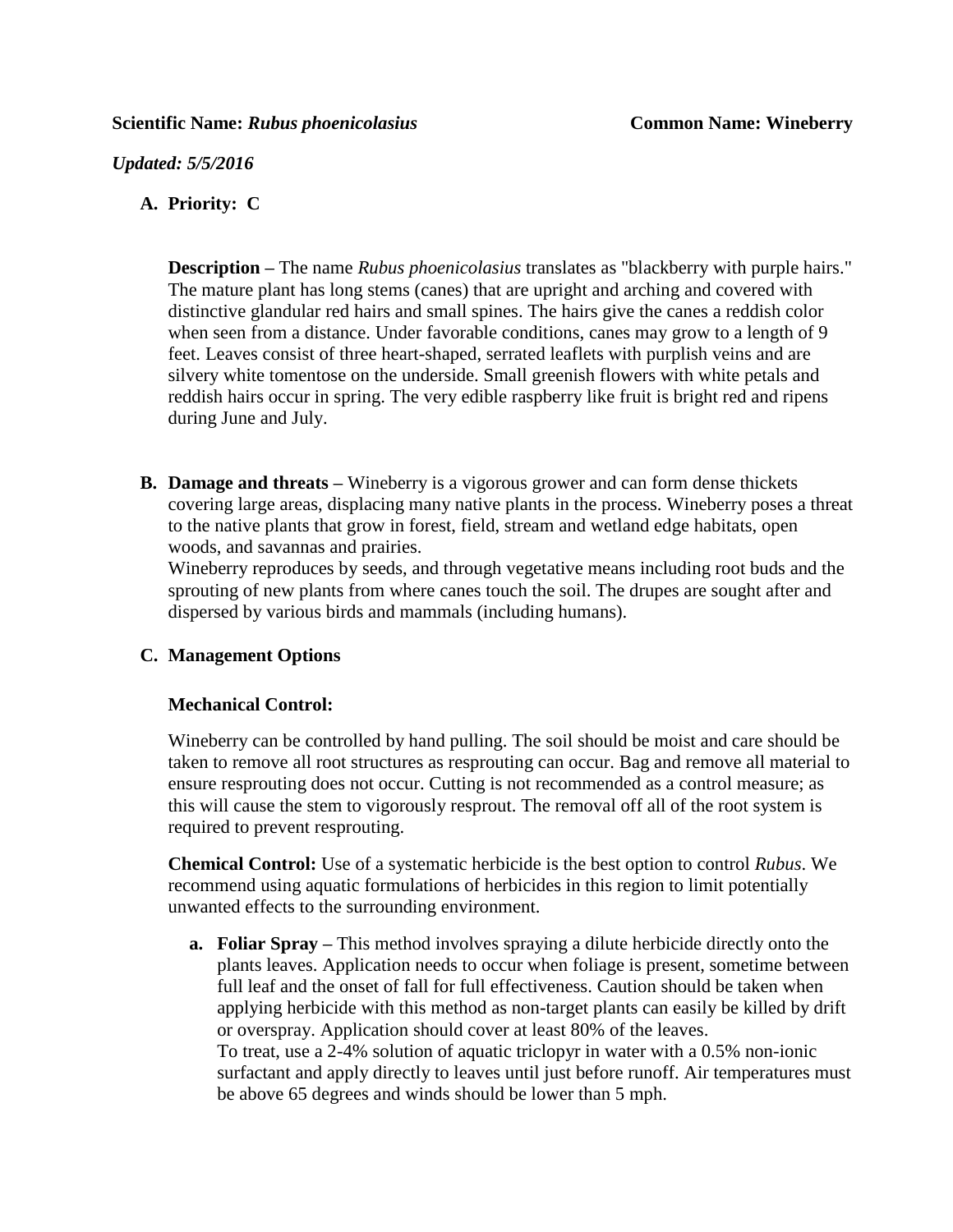**Scientific Name:** ***Rubus phoenicolasius*** **Common Name: Wineberry**

***Updated: 5/5/2016***

**A. Priority: C**

**Description –** The name *Rubus phoenicolasius* translates as "blackberry with purple hairs." The mature plant has long stems (canes) that are upright and arching and covered with distinctive glandular red hairs and small spines. The hairs give the canes a reddish color when seen from a distance. Under favorable conditions, canes may grow to a length of 9 feet. Leaves consist of three heart-shaped, serrated leaflets with purplish veins and are silvery white tomentose on the underside. Small greenish flowers with white petals and reddish hairs occur in spring. The very edible raspberry like fruit is bright red and ripens during June and July.

**B. Damage and threats –** Wineberry is a vigorous grower and can form dense thickets covering large areas, displacing many native plants in the process. Wineberry poses a threat to the native plants that grow in forest, field, stream and wetland edge habitats, open woods, and savannas and prairies.
Wineberry reproduces by seeds, and through vegetative means including root buds and the sprouting of new plants from where canes touch the soil. The drupes are sought after and dispersed by various birds and mammals (including humans).

**C. Management Options**

**Mechanical Control:**

Wineberry can be controlled by hand pulling. The soil should be moist and care should be taken to remove all root structures as resprouting can occur. Bag and remove all material to ensure resprouting does not occur. Cutting is not recommended as a control measure; as this will cause the stem to vigorously resprout. The removal off all of the root system is required to prevent resprouting.

**Chemical Control:** Use of a systematic herbicide is the best option to control *Rubus*. We recommend using aquatic formulations of herbicides in this region to limit potentially unwanted effects to the surrounding environment.

a. **Foliar Spray –** This method involves spraying a dilute herbicide directly onto the plants leaves. Application needs to occur when foliage is present, sometime between full leaf and the onset of fall for full effectiveness. Caution should be taken when applying herbicide with this method as non-target plants can easily be killed by drift or overspray. Application should cover at least 80% of the leaves.
To treat, use a 2-4% solution of aquatic triclopyr in water with a 0.5% non-ionic surfactant and apply directly to leaves until just before runoff. Air temperatures must be above 65 degrees and winds should be lower than 5 mph.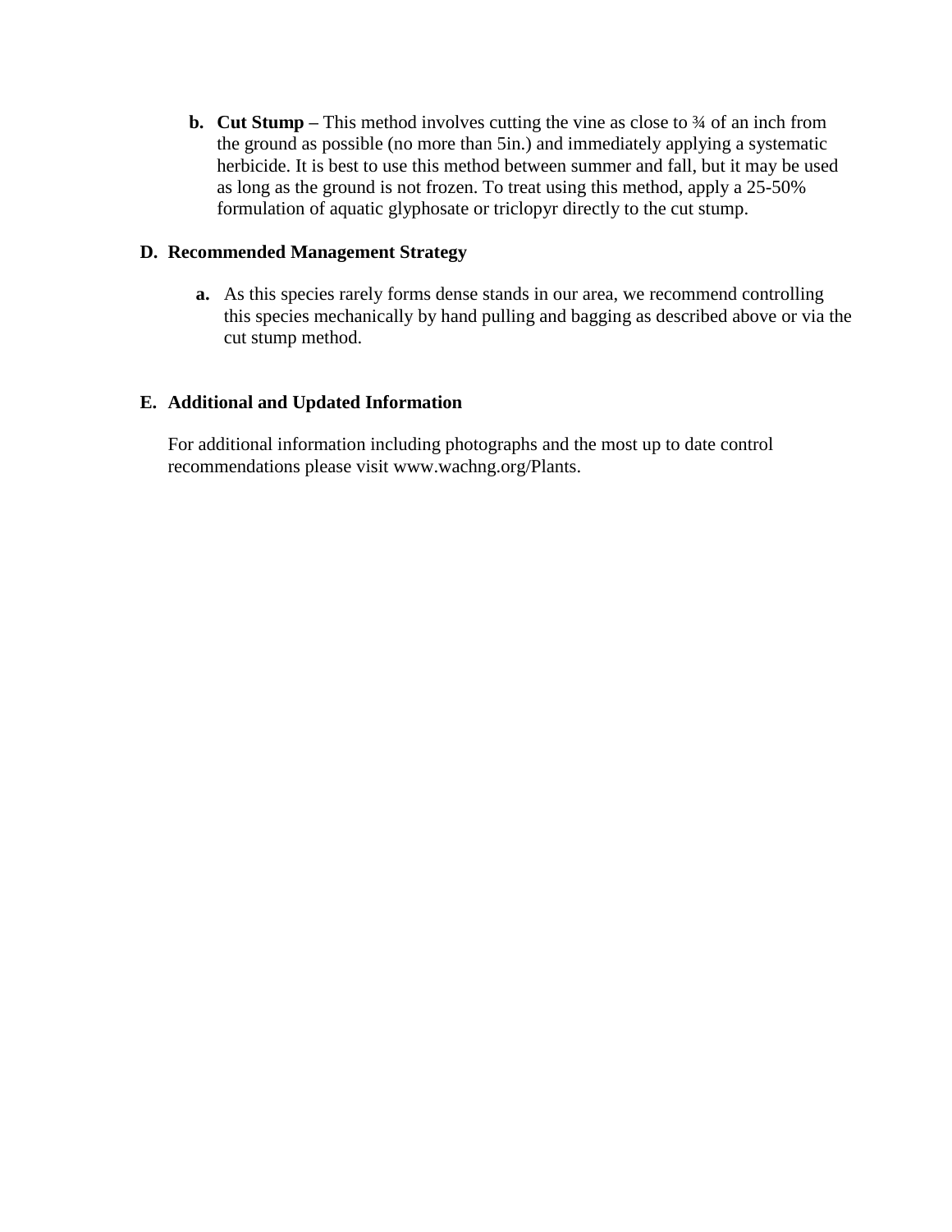b. **Cut Stump –** This method involves cutting the vine as close to ¾ of an inch from the ground as possible (no more than 5in.) and immediately applying a systematic herbicide. It is best to use this method between summer and fall, but it may be used as long as the ground is not frozen. To treat using this method, apply a 25-50% formulation of aquatic glyphosate or triclopyr directly to the cut stump.

## D. Recommended Management Strategy

a. As this species rarely forms dense stands in our area, we recommend controlling this species mechanically by hand pulling and bagging as described above or via the cut stump method.

## E. Additional and Updated Information

For additional information including photographs and the most up to date control recommendations please visit www.wachng.org/Plants.